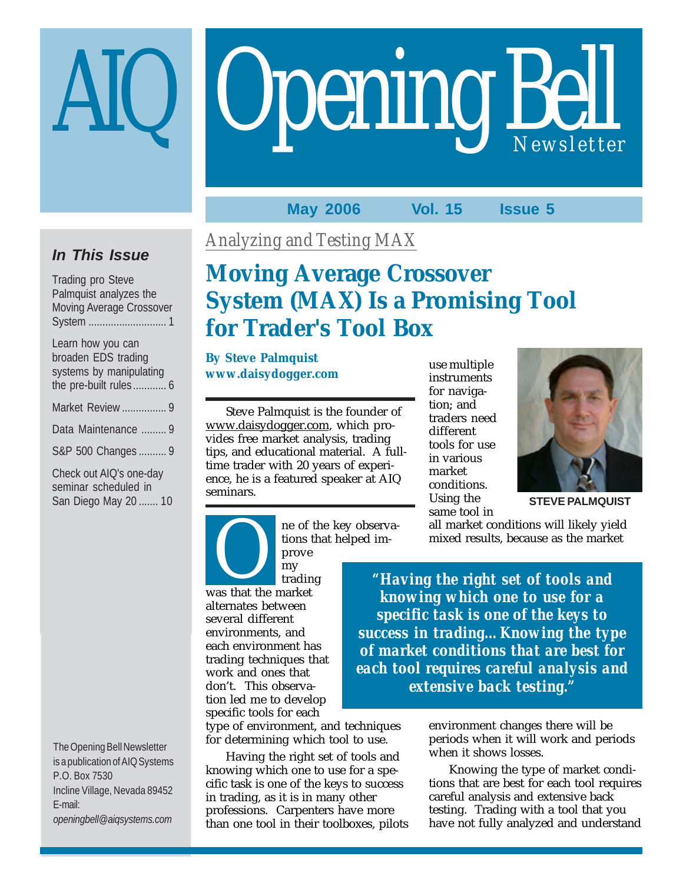# AIQ Opening Bell Newsletter

**May 2006 Vol. 15 Issue 5**

### *In This Issue*

Trading pro Steve Palmquist analyzes the Moving Average Crossover System ............ 1

Learn how you can broaden EDS trading systems by manipulating the pre-built rules ............ 6

Market Review ............ 9

Data Maintenance ......... 9

S&P 500 Changes .......... 9

Check out AIQ's one-day seminar scheduled in San Diego May 20 ....... 10

The Opening Bell Newsletter is a publication of AIQ Systems
P.O. Box 7530
Incline Village, Nevada 89452
E-mail:
*openingbell@aiqsystems.com*

*Analyzing and Testing MAX*

# Moving Average Crossover System (MAX) Is a Promising Tool for Trader's Tool Box

**By Steve Palmquist**
**www.daisydogger.com**

Steve Palmquist is the founder of www.daisydogger.com, which provides free market analysis, trading tips, and educational material. A full-time trader with 20 years of experience, he is a featured speaker at AIQ seminars.

STEVE PALMQUIST

One of the key observations that helped improve my trading was that the market alternates between several different environments, and each environment has trading techniques that work and ones that don't. This observation led me to develop specific tools for each type of environment, and techniques for determining which tool to use.

Having the right set of tools and knowing which one to use for a specific task is one of the keys to success in trading, as it is in many other professions. Carpenters have more than one tool in their toolboxes, pilots use multiple instruments for navigation; and traders need different tools for use in various market conditions. Using the same tool in all market conditions will likely yield mixed results, because as the market environment changes there will be periods when it will work and periods when it shows losses.

> ***"Having the right set of tools and knowing which one to use for a specific task is one of the keys to success in trading... Knowing the type of market conditions that are best for each tool requires careful analysis and extensive back testing."***

Knowing the type of market conditions that are best for each tool requires careful analysis and extensive back testing. Trading with a tool that you have not fully analyzed and understand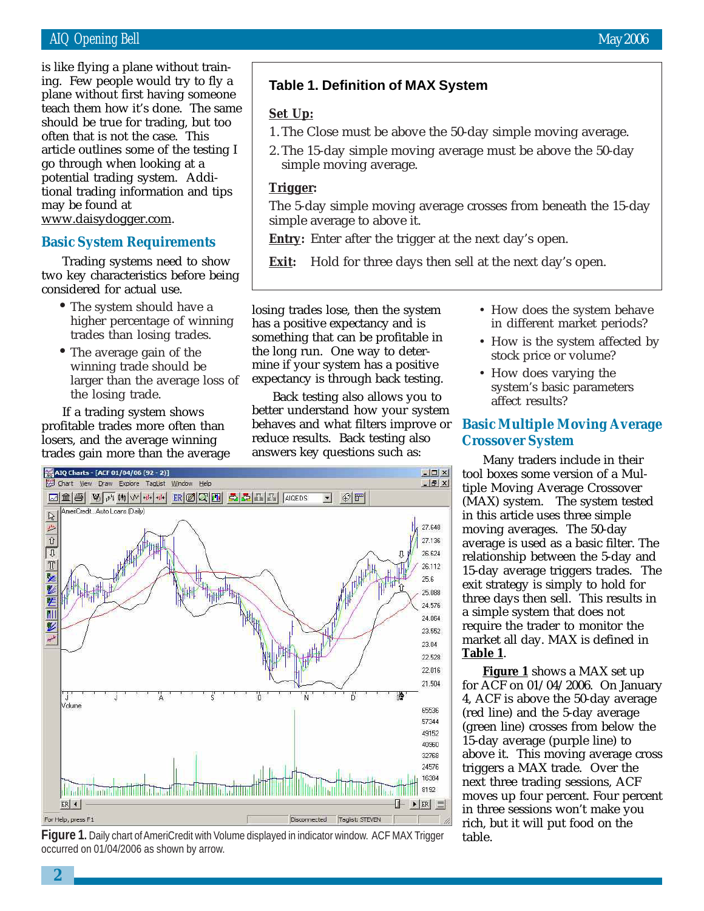is like flying a plane without training. Few people would try to fly a plane without first having someone teach them how it's done. The same should be true for trading, but too often that is not the case. This article outlines some of the testing I go through when looking at a potential trading system. Additional trading information and tips may be found at www.daisydogger.com.

## Basic System Requirements

Trading systems need to show two key characteristics before being considered for actual use.

- The system should have a higher percentage of winning trades than losing trades.
- The average gain of the winning trade should be larger than the average loss of the losing trade.

If a trading system shows profitable trades more often than losers, and the average winning trades gain more than the average losing trades lose, then the system has a positive expectancy and is something that can be profitable in the long run. One way to determine if your system has a positive expectancy is through back testing.

Back testing also allows you to better understand how your system behaves and what filters improve or reduce results. Back testing also answers key questions such as:

- How does the system behave in different market periods?
- How is the system affected by stock price or volume?
- How does varying the system's basic parameters affect results?

### Table 1. Definition of MAX System

**Set Up:**

1. The Close must be above the 50-day simple moving average.
2. The 15-day simple moving average must be above the 50-day simple moving average.

**Trigger:**

The 5-day simple moving average crosses from beneath the 15-day simple average to above it.

**Entry:** Enter after the trigger at the next day's open.

**Exit:** Hold for three days then sell at the next day's open.

**Figure 1.** Daily chart of AmeriCredit with Volume displayed in indicator window. ACF MAX Trigger occurred on 01/04/2006 as shown by arrow.

## Basic Multiple Moving Average Crossover System

Many traders include in their tool boxes some version of a Multiple Moving Average Crossover (MAX) system. The system tested in this article uses three simple moving averages. The 50-day average is used as a basic filter. The relationship between the 5-day and 15-day average triggers trades. The exit strategy is simply to hold for three days then sell. This results in a simple system that does not require the trader to monitor the market all day. MAX is defined in **Table 1**.

**Figure 1** shows a MAX set up for ACF on 01/04/2006. On January 4, ACF is above the 50-day average (red line) and the 5-day average (green line) crosses from below the 15-day average (purple line) to above it. This moving average cross triggers a MAX trade. Over the next three trading sessions, ACF moves up four percent. Four percent in three sessions won't make you rich, but it will put food on the table.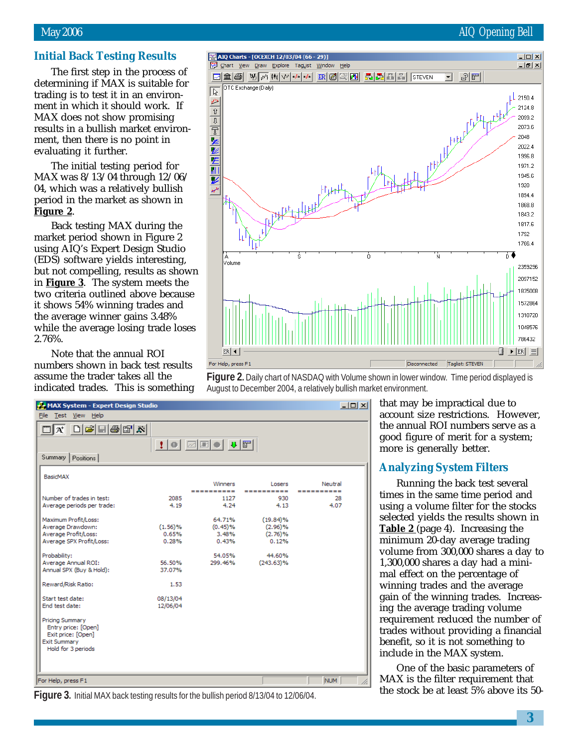## Initial Back Testing Results

The first step in the process of determining if MAX is suitable for trading is to test it in an environment in which it should work. If MAX does not show promising results in a bullish market environment, then there is no point in evaluating it further.

The initial testing period for MAX was 8/13/04 through 12/06/04, which was a relatively bullish period in the market as shown in **Figure 2**.

Back testing MAX during the market period shown in Figure 2 using AIQ's Expert Design Studio (EDS) software yields interesting, but not compelling, results as shown in **Figure 3**. The system meets the two criteria outlined above because it shows 54% winning trades and the average winner gains 3.48% while the average losing trade loses 2.76%.

Note that the annual ROI numbers shown in back test results assume the trader takes all the indicated trades. This is something that may be impractical due to account size restrictions. However, the annual ROI numbers serve as a good figure of merit for a system; more is generally better.

**Figure 2.** Daily chart of NASDAQ with Volume shown in lower window. Time period displayed is August to December 2004, a relatively bullish market environment.

BasicMAX

| | | Winners | Losers | Neutral |
|---|---|---|---|---|
| Number of trades in test: | 2085 | 1127 | 930 | 28 |
| Average periods per trade: | 4.19 | 4.24 | 4.13 | 4.07 |
| Maximum Profit/Loss: | | 64.71% | (19.84)% | |
| Average Drawdown: | (1.56)% | (0.45)% | (2.96)% | |
| Average Profit/Loss: | 0.65% | 3.48% | (2.76)% | |
| Average SPX Profit/Loss: | 0.28% | 0.43% | 0.12% | |
| Probability: | | 54.05% | 44.60% | |
| Average Annual ROI: | 56.50% | 299.46% | (243.63)% | |
| Annual SPX (Buy & Hold): | 37.07% | | | |
| Reward/Risk Ratio: | 1.53 | | | |
| Start test date: | 08/13/04 | | | |
| End test date: | 12/06/04 | | | |

Pricing Summary
Entry price: [Open]
Exit price: [Open]
Exit Summary
Hold for 3 periods

**Figure 3.** Initial MAX back testing results for the bullish period 8/13/04 to 12/06/04.

## Analyzing System Filters

Running the back test several times in the same time period and using a volume filter for the stocks selected yields the results shown in **Table 2** (page 4). Increasing the minimum 20-day average trading volume from 300,000 shares a day to 1,300,000 shares a day had a minimal effect on the percentage of winning trades and the average gain of the winning trades. Increasing the average trading volume requirement reduced the number of trades without providing a financial benefit, so it is not something to include in the MAX system.

One of the basic parameters of MAX is the filter requirement that the stock be at least 5% above its 50-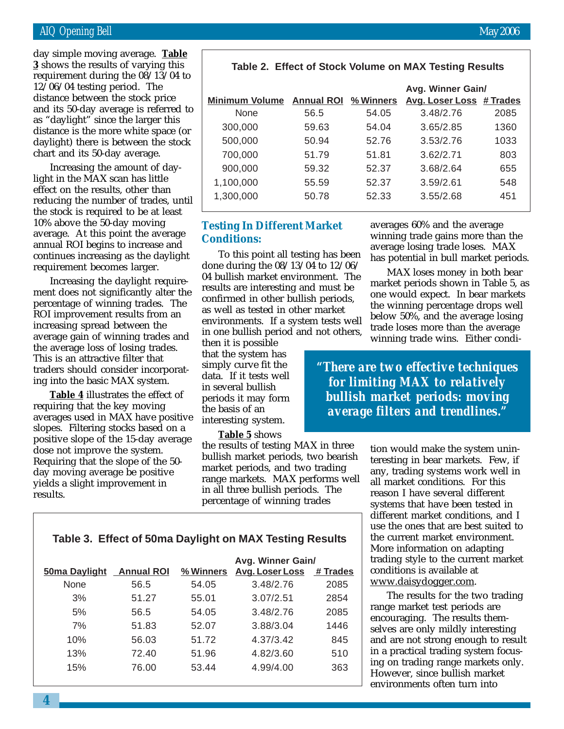day simple moving average. **Table 3** shows the results of varying this requirement during the 08/13/04 to 12/06/04 testing period. The distance between the stock price and its 50-day average is referred to as "daylight" since the larger this distance is the more white space (or daylight) there is between the stock chart and its 50-day average.

Increasing the amount of daylight in the MAX scan has little effect on the results, other than reducing the number of trades, until the stock is required to be at least 10% above the 50-day moving average. At this point the average annual ROI begins to increase and continues increasing as the daylight requirement becomes larger.

Increasing the daylight requirement does not significantly alter the percentage of winning trades. The ROI improvement results from an increasing spread between the average gain of winning trades and the average loss of losing trades. This is an attractive filter that traders should consider incorporating into the basic MAX system.

**Table 4** illustrates the effect of requiring that the key moving averages used in MAX have positive slopes. Filtering stocks based on a positive slope of the 15-day average dose not improve the system. Requiring that the slope of the 50-day moving average be positive yields a slight improvement in results.

**Table 2. Effect of Stock Volume on MAX Testing Results**

| Minimum Volume | Annual ROI | % Winners | Avg. Winner Gain/ Avg. Loser Loss | # Trades |
|---|---|---|---|---|
| None | 56.5 | 54.05 | 3.48/2.76 | 2085 |
| 300,000 | 59.63 | 54.04 | 3.65/2.85 | 1360 |
| 500,000 | 50.94 | 52.76 | 3.53/2.76 | 1033 |
| 700,000 | 51.79 | 51.81 | 3.62/2.71 | 803 |
| 900,000 | 59.32 | 52.37 | 3.68/2.64 | 655 |
| 1,100,000 | 55.59 | 52.37 | 3.59/2.61 | 548 |
| 1,300,000 | 50.78 | 52.33 | 3.55/2.68 | 451 |

## Testing In Different Market Conditions:

To this point all testing has been done during the 08/13/04 to 12/06/04 bullish market environment. The results are interesting and must be confirmed in other bullish periods, as well as tested in other market environments. If a system tests well in one bullish period and not others, then it is possible that the system has simply curve fit the data. If it tests well in several bullish periods it may form the basis of an interesting system.

**Table 5** shows the results of testing MAX in three bullish market periods, two bearish market periods, and two trading range markets. MAX performs well in all three bullish periods. The percentage of winning trades averages 60% and the average winning trade gains more than the average losing trade loses. MAX has potential in bull market periods.

MAX loses money in both bear market periods shown in Table 5, as one would expect. In bear markets the winning percentage drops well below 50%, and the average losing trade loses more than the average winning trade wins. Either condition would make the system uninteresting in bear markets. Few, if any, trading systems work well in all market conditions. For this reason I have several different systems that have been tested in different market conditions, and I use the ones that are best suited to the current market environment. More information on adapting trading style to the current market conditions is available at www.daisydogger.com.

> ***"There are two effective techniques for limiting MAX to relatively bullish market periods: moving average filters and trendlines."***

The results for the two trading range market test periods are encouraging. The results themselves are only mildly interesting and are not strong enough to result in a practical trading system focusing on trading range markets only. However, since bullish market environments often turn into

**Table 3. Effect of 50ma Daylight on MAX Testing Results**

| 50ma Daylight | Annual ROI | % Winners | Avg. Winner Gain/ Avg. Loser Loss | # Trades |
|---|---|---|---|---|
| None | 56.5 | 54.05 | 3.48/2.76 | 2085 |
| 3% | 51.27 | 55.01 | 3.07/2.51 | 2854 |
| 5% | 56.5 | 54.05 | 3.48/2.76 | 2085 |
| 7% | 51.83 | 52.07 | 3.88/3.04 | 1446 |
| 10% | 56.03 | 51.72 | 4.37/3.42 | 845 |
| 13% | 72.40 | 51.96 | 4.82/3.60 | 510 |
| 15% | 76.00 | 53.44 | 4.99/4.00 | 363 |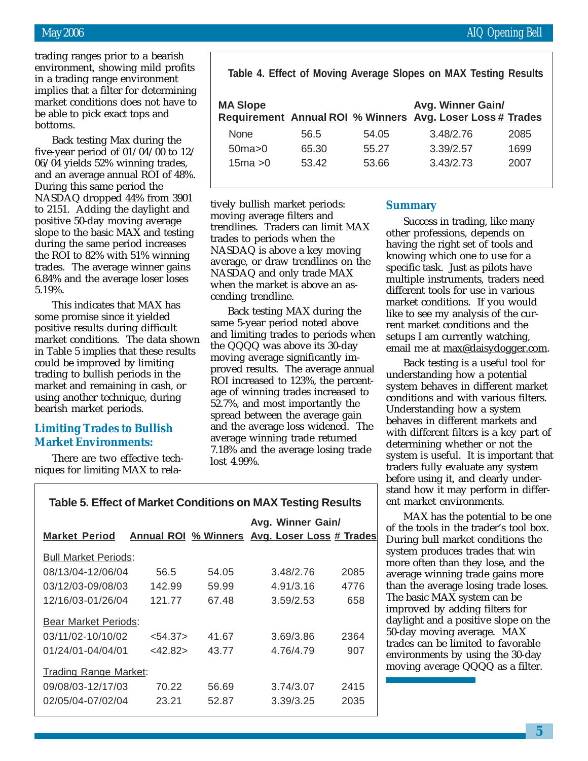trading ranges prior to a bearish environment, showing mild profits in a trading range environment implies that a filter for determining market conditions does not have to be able to pick exact tops and bottoms.

Back testing Max during the five-year period of 01/04/00 to 12/06/04 yields 52% winning trades, and an average annual ROI of 48%. During this same period the NASDAQ dropped 44% from 3901 to 2151. Adding the daylight and positive 50-day moving average slope to the basic MAX and testing during the same period increases the ROI to 82% with 51% winning trades. The average winner gains 6.84% and the average loser loses 5.19%.

This indicates that MAX has some promise since it yielded positive results during difficult market conditions. The data shown in Table 5 implies that these results could be improved by limiting trading to bullish periods in the market and remaining in cash, or using another technique, during bearish market periods.

**Table 4. Effect of Moving Average Slopes on MAX Testing Results**

| MA Slope Requirement | Annual ROI | % Winners | Avg. Winner Gain/ Avg. Loser Loss | # Trades |
|---|---|---|---|---|
| None | 56.5 | 54.05 | 3.48/2.76 | 2085 |
| 50ma>0 | 65.30 | 55.27 | 3.39/2.57 | 1699 |
| 15ma >0 | 53.42 | 53.66 | 3.43/2.73 | 2007 |

## Limiting Trades to Bullish Market Environments:

There are two effective techniques for limiting MAX to relatively bullish market periods: moving average filters and trendlines. Traders can limit MAX trades to periods when the NASDAQ is above a key moving average, or draw trendlines on the NASDAQ and only trade MAX when the market is above an ascending trendline.

Back testing MAX during the same 5-year period noted above and limiting trades to periods when the QQQQ was above its 30-day moving average significantly improved results. The average annual ROI increased to 123%, the percentage of winning trades increased to 52.7%, and most importantly the spread between the average gain and the average loss widened. The average winning trade returned 7.18% and the average losing trade lost 4.99%.

**Table 5. Effect of Market Conditions on MAX Testing Results**

| Market Period | Annual ROI | % Winners | Avg. Winner Gain/ Avg. Loser Loss | # Trades |
|---|---|---|---|---|
| Bull Market Periods: | | | | |
| 08/13/04-12/06/04 | 56.5 | 54.05 | 3.48/2.76 | 2085 |
| 03/12/03-09/08/03 | 142.99 | 59.99 | 4.91/3.16 | 4776 |
| 12/16/03-01/26/04 | 121.77 | 67.48 | 3.59/2.53 | 658 |
| Bear Market Periods: | | | | |
| 03/11/02-10/10/02 | <54.37> | 41.67 | 3.69/3.86 | 2364 |
| 01/24/01-04/04/01 | <42.82> | 43.77 | 4.76/4.79 | 907 |
| Trading Range Market: | | | | |
| 09/08/03-12/17/03 | 70.22 | 56.69 | 3.74/3.07 | 2415 |
| 02/05/04-07/02/04 | 23.21 | 52.87 | 3.39/3.25 | 2035 |

## Summary

Success in trading, like many other professions, depends on having the right set of tools and knowing which one to use for a specific task. Just as pilots have multiple instruments, traders need different tools for use in various market conditions. If you would like to see my analysis of the current market conditions and the setups I am currently watching, email me at max@daisydogger.com.

Back testing is a useful tool for understanding how a potential system behaves in different market conditions and with various filters. Understanding how a system behaves in different markets and with different filters is a key part of determining whether or not the system is useful. It is important that traders fully evaluate any system before using it, and clearly understand how it may perform in different market environments.

MAX has the potential to be one of the tools in the trader's tool box. During bull market conditions the system produces trades that win more often than they lose, and the average winning trade gains more than the average losing trade loses. The basic MAX system can be improved by adding filters for daylight and a positive slope on the 50-day moving average. MAX trades can be limited to favorable environments by using the 30-day moving average QQQQ as a filter.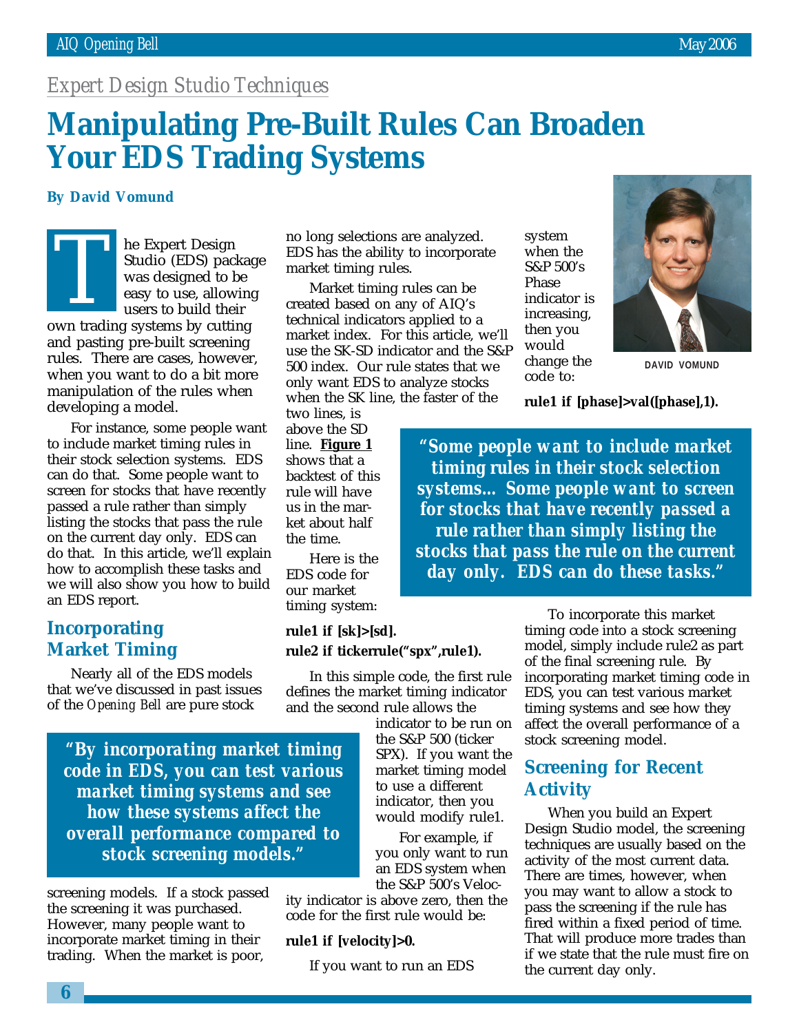*Expert Design Studio Techniques*

# Manipulating Pre-Built Rules Can Broaden Your EDS Trading Systems

**By David Vomund**

The Expert Design Studio (EDS) package was designed to be easy to use, allowing users to build their own trading systems by cutting and pasting pre-built screening rules. There are cases, however, when you want to do a bit more manipulation of the rules when developing a model.

For instance, some people want to include market timing rules in their stock selection systems. EDS can do that. Some people want to screen for stocks that have recently passed a rule rather than simply listing the stocks that pass the rule on the current day only. EDS can do that. In this article, we'll explain how to accomplish these tasks and we will also show you how to build an EDS report.

## Incorporating Market Timing

Nearly all of the EDS models that we've discussed in past issues of the *Opening Bell* are pure stock screening models. If a stock passed the screening it was purchased. However, many people want to incorporate market timing in their trading. When the market is poor, no long selections are analyzed. EDS has the ability to incorporate market timing rules.

> ***"By incorporating market timing code in EDS, you can test various market timing systems and see how these systems affect the overall performance compared to stock screening models."***

Market timing rules can be created based on any of AIQ's technical indicators applied to a market index. For this article, we'll use the S&P 500 index. Our rule states that we only want EDS to analyze stocks when the SK line, the faster of the two lines, is above the SD line. **Figure 1** shows that a backtest of this rule will have us in the market about half the time.

Here is the EDS code for our market timing system:

**rule1 if [sk]>[sd].**
**rule2 if tickerrule("spx",rule1).**

In this simple code, the first rule defines the market timing indicator and the second rule allows the indicator to be run on the S&P 500 (ticker SPX). If you want the market timing model to use a different indicator, then you would modify rule1.

For example, if you only want to run an EDS system when the S&P 500's Velocity indicator is above zero, then the code for the first rule would be:

**rule1 if [velocity]>0.**

If you want to run an EDS system when the S&P 500's Phase indicator is increasing, then you would change the code to:

**rule1 if [phase]>val([phase],1).**

DAVID VOMUND

> ***"Some people want to include market timing rules in their stock selection systems... Some people want to screen for stocks that have recently passed a rule rather than simply listing the stocks that pass the rule on the current day only. EDS can do these tasks."***

To incorporate this market timing code into a stock screening model, simply include rule2 as part of the final screening rule. By incorporating market timing code in EDS, you can test various market timing systems and see how they affect the overall performance of a stock screening model.

## Screening for Recent Activity

When you build an Expert Design Studio model, the screening techniques are usually based on the activity of the most current data. There are times, however, when you may want to allow a stock to pass the screening if the rule has fired within a fixed period of time. That will produce more trades than if we state that the rule must fire on the current day only.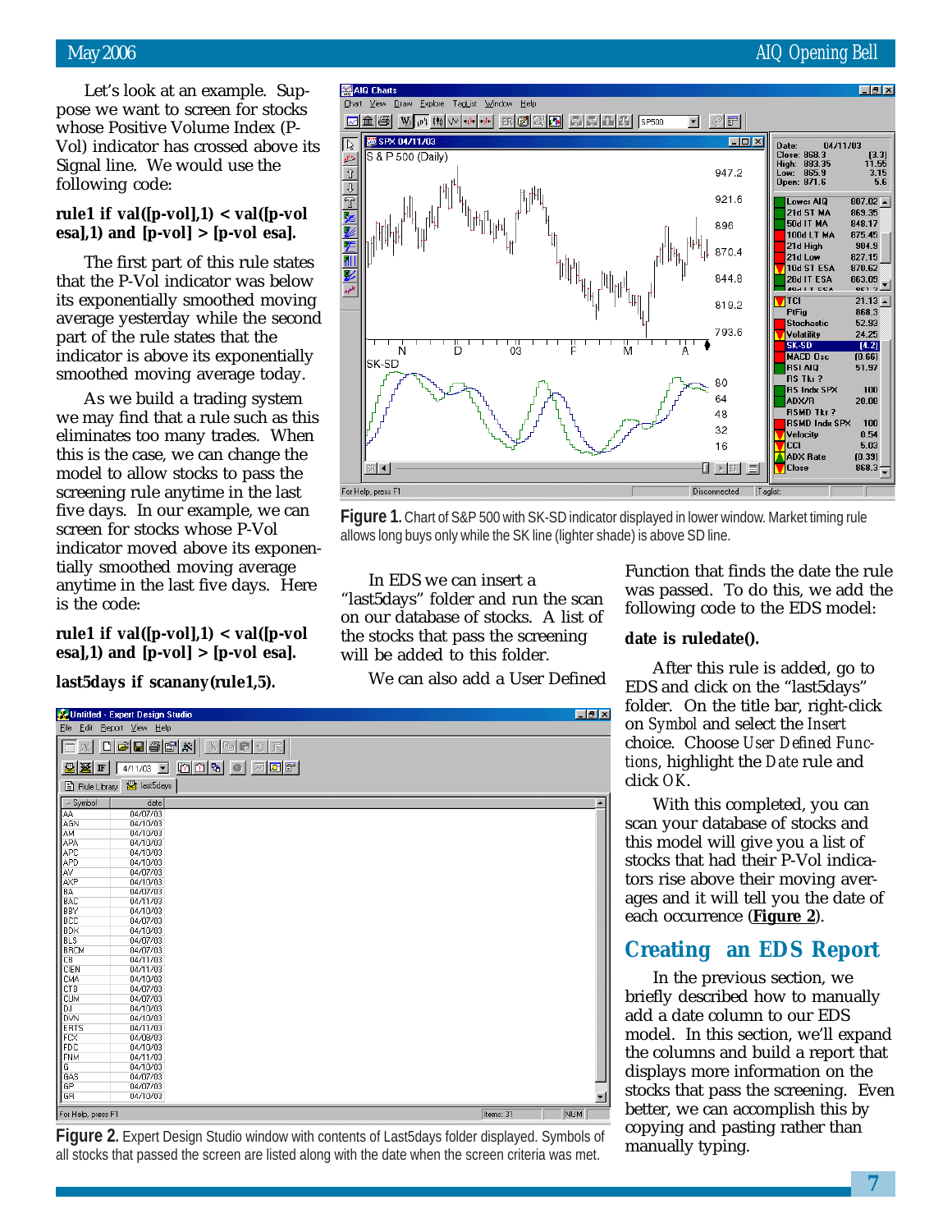Let's look at an example. Suppose we want to screen for stocks whose Positive Volume Index (P-Vol) indicator has crossed above its Signal line. We would use the following code:

**rule1 if val([p-vol],1) < val([p-vol esa],1) and [p-vol] > [p-vol esa].**

The first part of this rule states that the P-Vol indicator was below its exponentially smoothed moving average yesterday while the second part of the rule states that the indicator is above its exponentially smoothed moving average today.

As we build a trading system we may find that a rule such as this eliminates too many trades. When this is the case, we can change the model to allow stocks to pass the screening rule anytime in the last five days. In our example, we can screen for stocks whose P-Vol indicator moved above its exponentially smoothed moving average anytime in the last five days. Here is the code:

**rule1 if val([p-vol],1) < val([p-vol esa],1) and [p-vol] > [p-vol esa].**

**last5days if scanany(rule1,5).**

**Figure 1.** Chart of S&P 500 with SK-SD indicator displayed in lower window. Market timing rule allows long buys only while the SK line (lighter shade) is above SD line.

In EDS we can insert a "last5days" folder and run the scan on our database of stocks. A list of the stocks that pass the screening will be added to this folder.

We can also add a User Defined Function that finds the date the rule was passed. To do this, we add the following code to the EDS model:

**date is ruledate().**

After this rule is added, go to EDS and click on the "last5days" folder. On the title bar, right-click on *Symbol* and select the *Insert* choice. Choose *User Defined Functions*, highlight the *Date* rule and click *OK*.

With this completed, you can scan your database of stocks and this model will give you a list of stocks that had their P-Vol indicators rise above their moving averages and it will tell you the date of each occurrence (**Figure 2**).

**Figure 2.** Expert Design Studio window with contents of Last5days folder displayed. Symbols of all stocks that passed the screen are listed along with the date when the screen criteria was met.

## Creating an EDS Report

In the previous section, we briefly described how to manually add a date column to our EDS model. In this section, we'll expand the columns and build a report that displays more information on the stocks that pass the screening. Even better, we can accomplish this by copying and pasting rather than manually typing.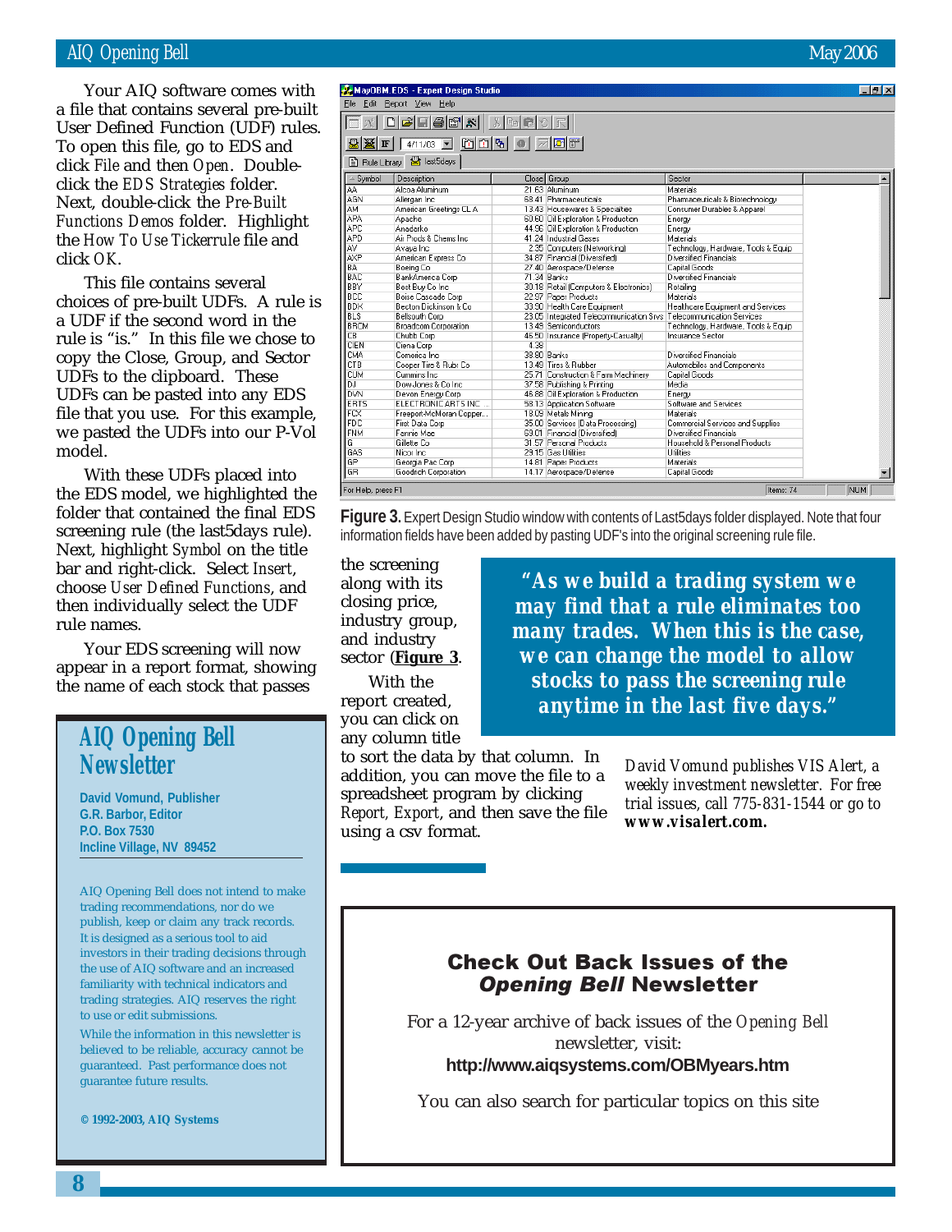Your AIQ software comes with a file that contains several pre-built User Defined Function (UDF) rules. To open this file, go to EDS and click *File* and then *Open*. Double-click the *EDS Strategies* folder. Next, double-click the *Pre-Built Functions Demos* folder. Highlight the *How To Use Tickerrule* file and click *OK*.

This file contains several choices of pre-built UDFs. A rule is a UDF if the second word in the rule is "is." In this file we chose to copy the Close, Group, and Sector UDFs to the clipboard. These UDFs can be pasted into any EDS file that you use. For this example, we pasted the UDFs into our P-Vol model.

With these UDFs placed into the EDS model, we highlighted the folder that contained the final EDS screening rule (the last5days rule). Next, highlight *Symbol* on the title bar and right-click. Select *Insert*, choose *User Defined Functions*, and then individually select the UDF rule names.

Your EDS screening will now appear in a report format, showing the name of each stock that passes the screening along with its closing price, industry group, and industry sector (**Figure 3**.

| Symbol | Description | Close | Group | Sector |
|---|---|---|---|---|
| AA | Alcoa Aluminum | 21.63 | Aluminum | Materials |
| AGN | Allergan Inc | 68.41 | Pharmaceuticals | Pharmaceuticals & Biotechnology |
| AM | American Greetings CL A | 13.43 | Housewares & Specialties | Consumer Durables & Apparel |
| APA | Apache | 60.60 | Oil Exploration & Production | Energy |
| APC | Anadarko | 44.96 | Oil Exploration & Production | Energy |
| APD | Air Prods & Chems Inc | 41.24 | Industrial Gases | Materials |
| AV | Avaya Inc | 2.35 | Computers (Networking) | Technology, Hardware, Tools & Equip |
| AXP | American Express Co | 34.67 | Financial (Diversified) | Diversified Financials |
| BA | Boeing Co | 27.40 | Aerospace/Defense | Capital Goods |
| BAC | BankAmerica Corp | 71.34 | Banks | Diversified Financials |
| BBY | Best Buy Co Inc | 30.16 | Retail (Computers & Electronics) | Retailing |
| BCC | Boise Cascade Corp | 22.97 | Paper Products | Materials |
| BDX | Becton Dickinson & Co | 33.90 | Health Care Equipment | Healthcare Equipment and Services |
| BLS | Bellsouth Corp | 23.05 | Integrated Telecommunication Srvs | Telecommunication Services |
| BRCM | Broadcom Corporation | 13.45 | Semiconductors | Technology, Hardware, Tools & Equip |
| CB | Chubb Corp | 45.50 | Insurance (Property-Casualty) | Insurance Sector |
| CIEN | Ciena Corp | 4.38 | | |
| CMA | Comerica Inc | 38.80 | Banks | Diversified Financials |
| CTB | Cooper Tire & Rubr Co | 13.49 | Tires & Rubber | Automobiles and Components |
| CUM | Cummins Inc | 25.71 | Construction & Farm Machinery | Capital Goods |
| DJ | Dow Jones & Co Inc | 37.56 | Publishing & Printing | Media |
| DVN | Devon Energy Corp | 45.68 | Oil Exploration & Production | Energy |
| ERTS | ELECTRONIC ARTS INC | 58.13 | Application Software | Software and Services |
| FCX | Freeport-McMoran Copper... | 18.09 | Metals Mining | Materials |
| FDC | First Data Corp | 35.00 | Services (Data Processing) | Commercial Services and Supplies |
| FNM | Fannie Mae | 69.01 | Financial (Diversified) | Diversified Financials |
| G | Gillette Co | 31.57 | Personal Products | Household & Personal Products |
| GAS | Nicor Inc | 29.15 | Gas Utilities | Utilities |
| GP | Georgia Pac Corp | 14.81 | Paper Products | Materials |
| GR | Goodrich Corporation | 14.17 | Aerospace/Defense | Capital Goods |

**Figure 3.** Expert Design Studio window with contents of Last5days folder displayed. Note that four information fields have been added by pasting UDF's into the original screening rule file.

With the report created, you can click on any column title to sort the data by that column. In addition, you can move the file to a spreadsheet program by clicking *Report, Export*, and then save the file using a csv format.

> ***"As we build a trading system we may find that a rule eliminates too many trades. When this is the case, we can change the model to allow stocks to pass the screening rule anytime in the last five days."***

*David Vomund publishes VIS Alert, a weekly investment newsletter. For free trial issues, call 775-831-1544 or go to* ***www.visalert.com.***

## AIQ Opening Bell Newsletter

**David Vomund, Publisher**
**G.R. Barbor, Editor**
**P.O. Box 7530**
**Incline Village, NV 89452**

AIQ Opening Bell does not intend to make trading recommendations, nor do we publish, keep or claim any track records. It is designed as a serious tool to aid investors in their trading decisions through the use of AIQ software and an increased familiarity with technical indicators and trading strategies. AIQ reserves the right to use or edit submissions.

While the information in this newsletter is believed to be reliable, accuracy cannot be guaranteed. Past performance does not guarantee future results.

**© 1992-2003, AIQ Systems**

## Check Out Back Issues of the *Opening Bell* Newsletter

For a 12-year archive of back issues of the *Opening Bell* newsletter, visit:

**http://www.aiqsystems.com/OBMyears.htm**

You can also search for particular topics on this site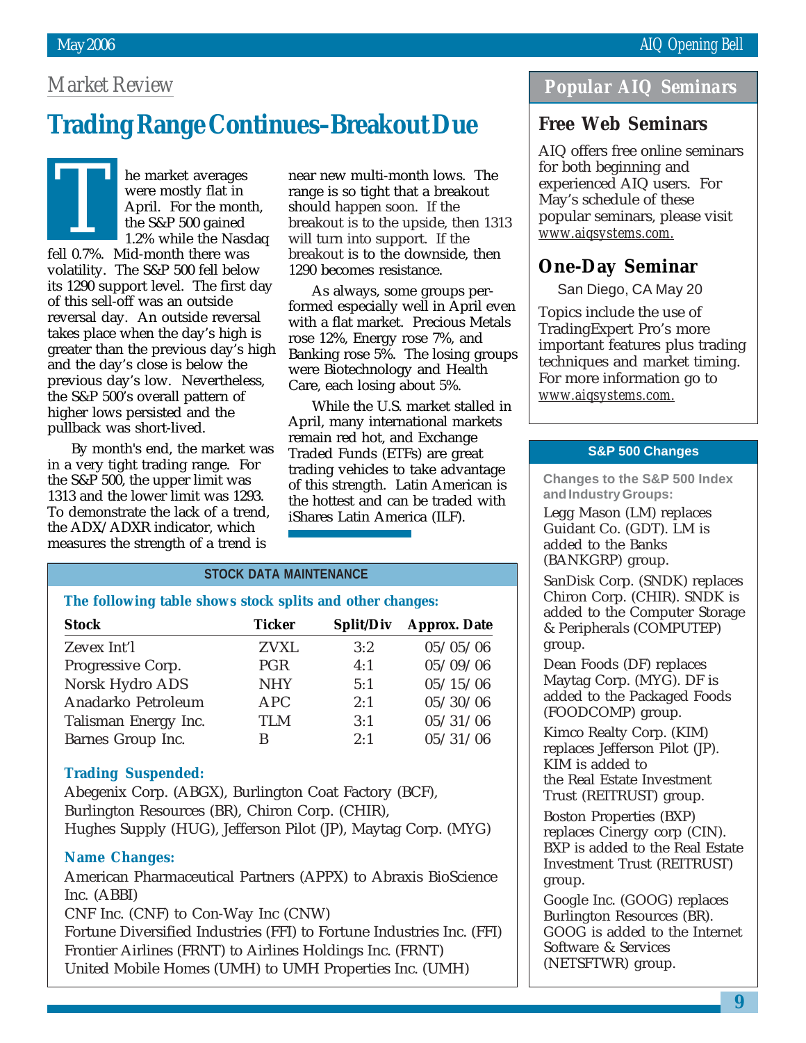*Market Review*

# Trading Range Continues–Breakout Due

The market averages were mostly flat in April. For the month, the S&P 500 gained 1.2% while the Nasdaq fell 0.7%. Mid-month there was volatility. The S&P 500 fell below its 1290 support level. The first day of this sell-off was an outside reversal day. An outside reversal takes place when the day's high is greater than the previous day's high and the day's close is below the previous day's low. Nevertheless, the S&P 500's overall pattern of higher lows persisted and the pullback was short-lived.

By month's end, the market was in a very tight trading range. For the S&P 500, the upper limit was 1313 and the lower limit was 1293. To demonstrate the lack of a trend, the ADX/ADXR indicator, which measures the strength of a trend is near new multi-month lows. The range is so tight that a breakout should happen soon. If the breakout is to the upside, then 1313 will turn into support. If the breakout is to the downside, then 1290 becomes resistance.

As always, some groups performed especially well in April even with a flat market. Precious Metals rose 12%, Energy rose 7%, and Banking rose 5%. The losing groups were Biotechnology and Health Care, each losing about 5%.

While the U.S. market stalled in April, many international markets remain red hot, and Exchange Traded Funds (ETFs) are great trading vehicles to take advantage of this strength. Latin American is the hottest and can be traded with iShares Latin America (ILF).

## STOCK DATA MAINTENANCE

**The following table shows stock splits and other changes:**

| Stock | Ticker | Split/Div | Approx. Date |
|---|---|---|---|
| Zevex Int'l | ZVXL | 3:2 | 05/05/06 |
| Progressive Corp. | PGR | 4:1 | 05/09/06 |
| Norsk Hydro ADS | NHY | 5:1 | 05/15/06 |
| Anadarko Petroleum | APC | 2:1 | 05/30/06 |
| Talisman Energy Inc. | TLM | 3:1 | 05/31/06 |
| Barnes Group Inc. | B | 2:1 | 05/31/06 |

**Trading Suspended:**

Abegenix Corp. (ABGX), Burlington Coat Factory (BCF), Burlington Resources (BR), Chiron Corp. (CHIR), Hughes Supply (HUG), Jefferson Pilot (JP), Maytag Corp. (MYG)

**Name Changes:**

American Pharmaceutical Partners (APPX) to Abraxis BioScience Inc. (ABBI)
CNF Inc. (CNF) to Con-Way Inc (CNW)
Fortune Diversified Industries (FFI) to Fortune Industries Inc. (FFI)
Frontier Airlines (FRNT) to Airlines Holdings Inc. (FRNT)
United Mobile Homes (UMH) to UMH Properties Inc. (UMH)

## Popular AIQ Seminars

### Free Web Seminars

AIQ offers free online seminars for both beginning and experienced AIQ users. For May's schedule of these popular seminars, please visit www.aiqsystems.com.

### One-Day Seminar

San Diego, CA May 20

Topics include the use of TradingExpert Pro's more important features plus trading techniques and market timing. For more information go to www.aiqsystems.com.

## S&P 500 Changes

**Changes to the S&P 500 Index and Industry Groups:**

Legg Mason (LM) replaces Guidant Co. (GDT). LM is added to the Banks (BANKGRP) group.

SanDisk Corp. (SNDK) replaces Chiron Corp. (CHIR). SNDK is added to the Computer Storage & Peripherals (COMPUTEP) group.

Dean Foods (DF) replaces Maytag Corp. (MYG). DF is added to the Packaged Foods (FOODCOMP) group.

Kimco Realty Corp. (KIM) replaces Jefferson Pilot (JP). KIM is added to the Real Estate Investment Trust (REITRUST) group.

Boston Properties (BXP) replaces Cinergy corp (CIN). BXP is added to the Real Estate Investment Trust (REITRUST) group.

Google Inc. (GOOG) replaces Burlington Resources (BR). GOOG is added to the Internet Software & Services (NETSFTWR) group.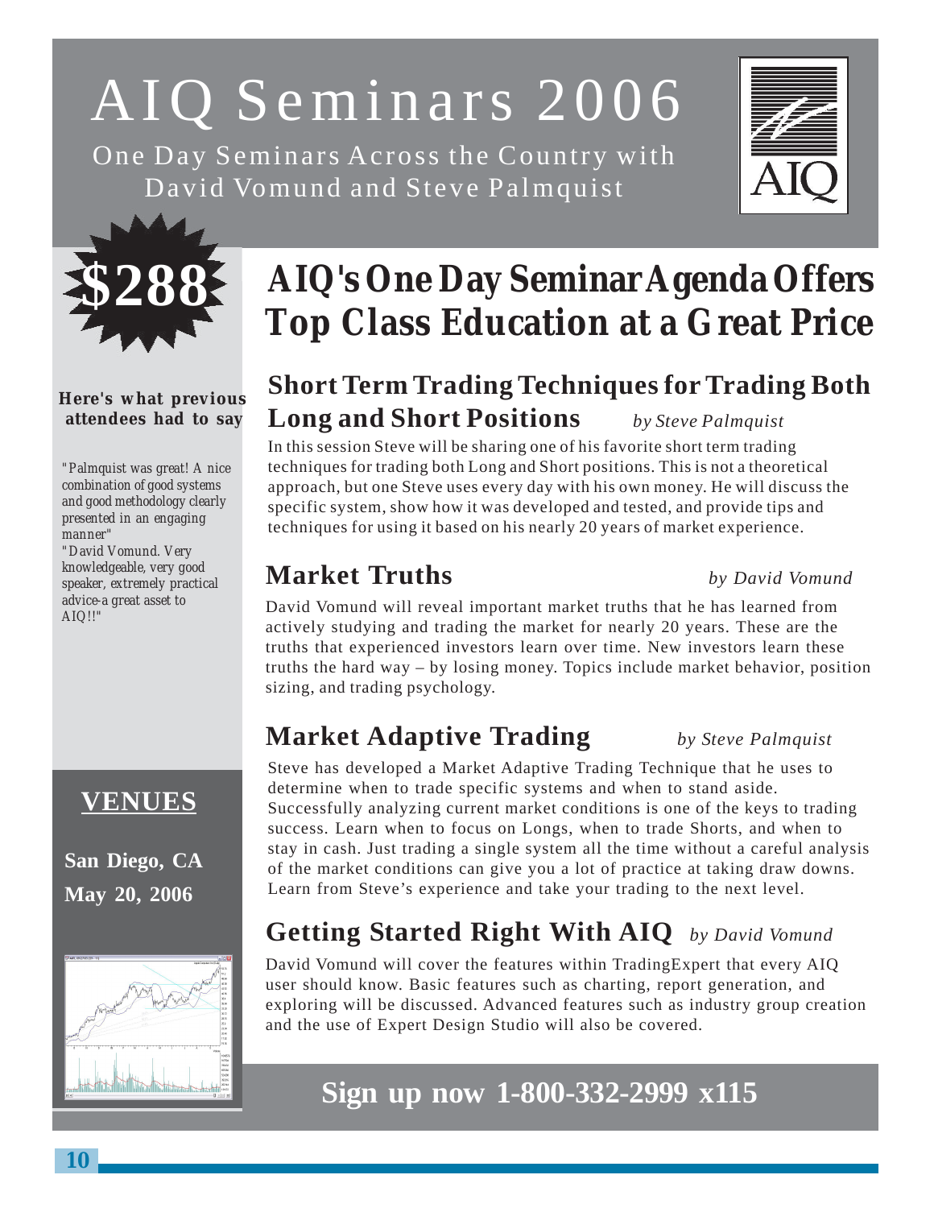# AIQ Seminars 2006

One Day Seminars Across the Country with David Vomund and Steve Palmquist

**$288**

## AIQ's One Day Seminar Agenda Offers Top Class Education at a Great Price

**Here's what previous attendees had to say**

*"Palmquist was great! A nice combination of good systems and good methodology clearly presented in an engaging manner"*

*"David Vomund. Very knowledgeable, very good speaker, extremely practical advice-a great asset to AIQ!!"*

### Short Term Trading Techniques for Trading Both Long and Short Positions *by Steve Palmquist*

In this session Steve will be sharing one of his favorite short term trading techniques for trading both Long and Short positions. This is not a theoretical approach, but one Steve uses every day with his own money. He will discuss the specific system, show how it was developed and tested, and provide tips and techniques for using it based on his nearly 20 years of market experience.

### Market Truths *by David Vomund*

David Vomund will reveal important market truths that he has learned from actively studying and trading the market for nearly 20 years. These are the truths that experienced investors learn over time. New investors learn these truths the hard way – by losing money. Topics include market behavior, position sizing, and trading psychology.

### Market Adaptive Trading *by Steve Palmquist*

Steve has developed a Market Adaptive Trading Technique that he uses to determine when to trade specific systems and when to stand aside. Successfully analyzing current market conditions is one of the keys to trading success. Learn when to focus on Longs, when to trade Shorts, and when to stay in cash. Just trading a single system all the time without a careful analysis of the market conditions can give you a lot of practice at taking draw downs. Learn from Steve's experience and take your trading to the next level.

### Getting Started Right With AIQ *by David Vomund*

David Vomund will cover the features within TradingExpert that every AIQ user should know. Basic features such as charting, report generation, and exploring will be discussed. Advanced features such as industry group creation and the use of Expert Design Studio will also be covered.

## VENUES

**San Diego, CA**
**May 20, 2006**

**Sign up now 1-800-332-2999 x115**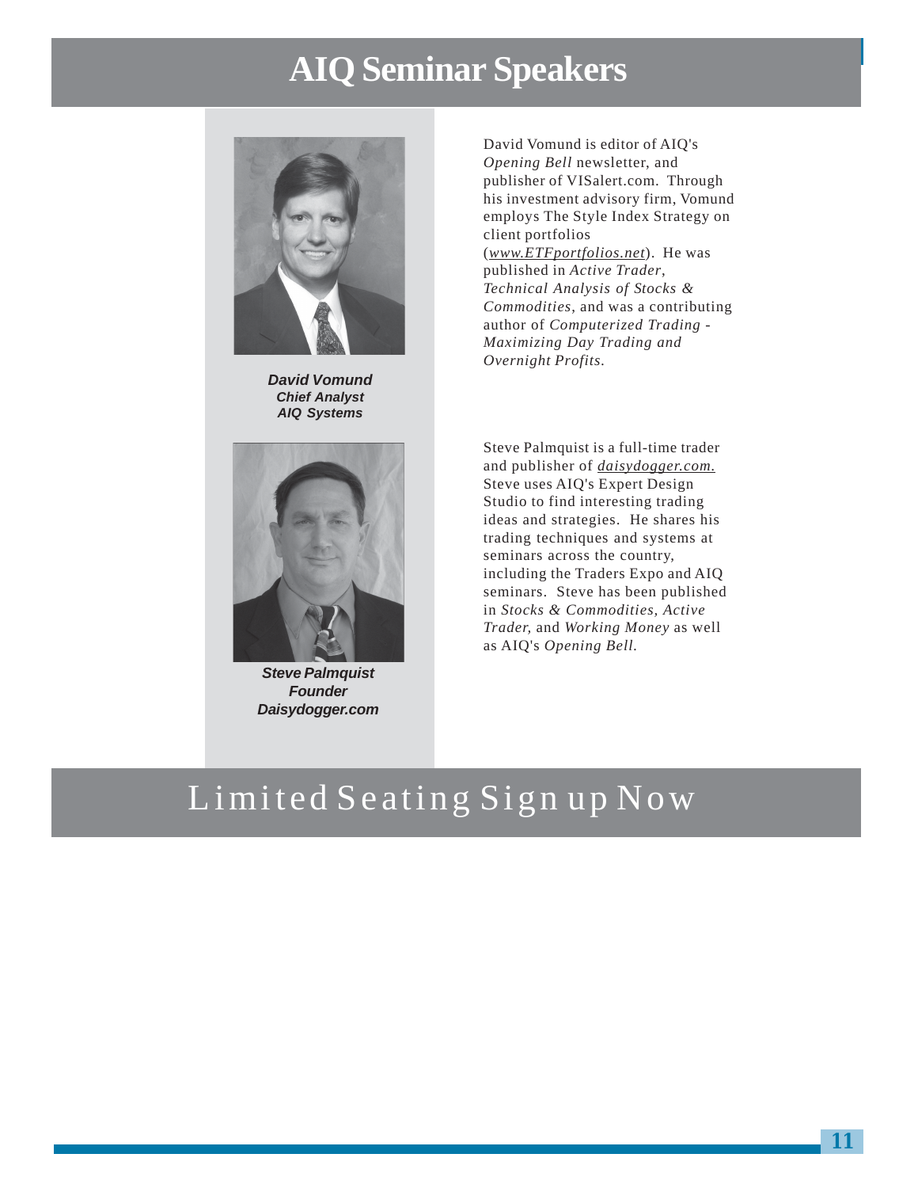# AIQ Seminar Speakers

***David Vomund***
***Chief Analyst***
***AIQ Systems***

David Vomund is editor of AIQ's *Opening Bell* newsletter, and publisher of VISalert.com. Through his investment advisory firm, Vomund employs The Style Index Strategy on client portfolios (*www.ETFportfolios.net*). He was published in *Active Trader*, *Technical Analysis of Stocks & Commodities*, and was a contributing author of *Computerized Trading - Maximizing Day Trading and Overnight Profits*.

***Steve Palmquist***
***Founder***
***Daisydogger.com***

Steve Palmquist is a full-time trader and publisher of *daisydogger.com.* Steve uses AIQ's Expert Design Studio to find interesting trading ideas and strategies. He shares his trading techniques and systems at seminars across the country, including the Traders Expo and AIQ seminars. Steve has been published in *Stocks & Commodities, Active Trader,* and *Working Money* as well as AIQ's *Opening Bell.*

## Limited Seating Sign up Now